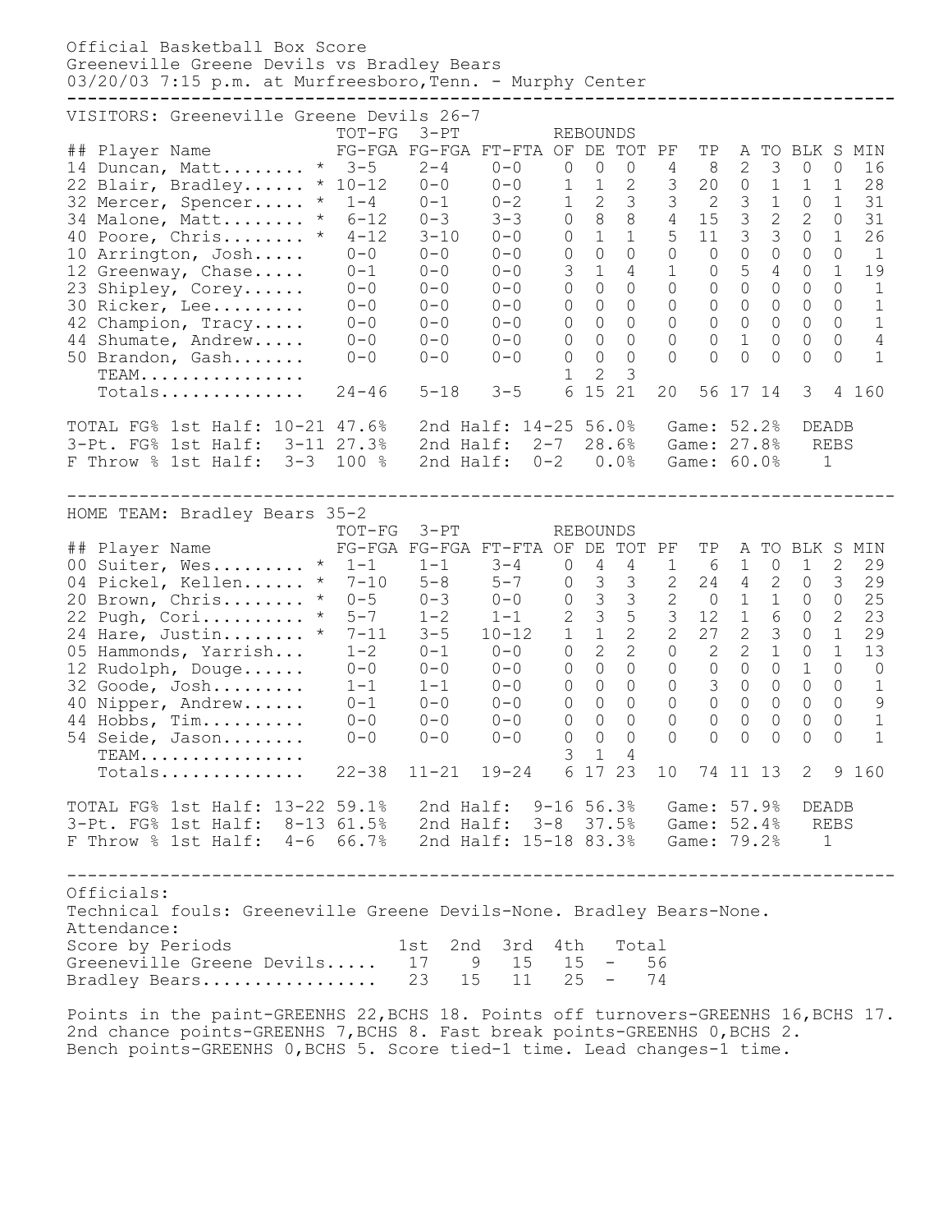Official Basketball Box Score

Greeneville Greene Devils vs Bradley Bears

03/20/03 7:15 p.m. at Murfreesboro,Tenn. - Murphy Center

---

VISITORS: Greeneville Greene Devils 26-7

| ## | Player Name | | TOT-FG FG-FGA | 3-PT FG-FGA | FT-FTA | REBOUNDS OF | DE | TOT | PF | TP | A | TO | BLK | S | MIN |
|---|---|---|---|---|---|---|---|---|---|---|---|---|---|---|---|
| 14 | Duncan, Matt........ | * | 3-5 | 2-4 | 0-0 | 0 | 0 | 0 | 4 | 8 | 2 | 3 | 0 | 0 | 16 |
| 22 | Blair, Bradley...... | * | 10-12 | 0-0 | 0-0 | 1 | 1 | 2 | 3 | 20 | 0 | 1 | 1 | 1 | 28 |
| 32 | Mercer, Spencer..... | * | 1-4 | 0-1 | 0-2 | 1 | 2 | 3 | 3 | 2 | 3 | 1 | 0 | 1 | 31 |
| 34 | Malone, Matt........ | * | 6-12 | 0-3 | 3-3 | 0 | 8 | 8 | 4 | 15 | 3 | 2 | 2 | 0 | 31 |
| 40 | Poore, Chris........ | * | 4-12 | 3-10 | 0-0 | 0 | 1 | 1 | 5 | 11 | 3 | 3 | 0 | 1 | 26 |
| 10 | Arrington, Josh..... | | 0-0 | 0-0 | 0-0 | 0 | 0 | 0 | 0 | 0 | 0 | 0 | 0 | 0 | 1 |
| 12 | Greenway, Chase..... | | 0-1 | 0-0 | 0-0 | 3 | 1 | 4 | 1 | 0 | 5 | 4 | 0 | 1 | 19 |
| 23 | Shipley, Corey...... | | 0-0 | 0-0 | 0-0 | 0 | 0 | 0 | 0 | 0 | 0 | 0 | 0 | 0 | 1 |
| 30 | Ricker, Lee......... | | 0-0 | 0-0 | 0-0 | 0 | 0 | 0 | 0 | 0 | 0 | 0 | 0 | 0 | 1 |
| 42 | Champion, Tracy..... | | 0-0 | 0-0 | 0-0 | 0 | 0 | 0 | 0 | 0 | 0 | 0 | 0 | 0 | 1 |
| 44 | Shumate, Andrew..... | | 0-0 | 0-0 | 0-0 | 0 | 0 | 0 | 0 | 0 | 1 | 0 | 0 | 0 | 4 |
| 50 | Brandon, Gash....... | | 0-0 | 0-0 | 0-0 | 0 | 0 | 0 | 0 | 0 | 0 | 0 | 0 | 0 | 1 |
| | TEAM................ | | | | | 1 | 2 | 3 | | | | | | | |
| | Totals.............. | | 24-46 | 5-18 | 3-5 | 6 | 15 | 21 | 20 | 56 | 17 | 14 | 3 | 4 | 160 |

TOTAL FG% 1st Half: 10-21 47.6%   2nd Half: 14-25 56.0%   Game: 52.2%   DEADB
3-Pt. FG% 1st Half: 3-11 27.3%   2nd Half: 2-7 28.6%   Game: 27.8%   REBS
F Throw % 1st Half: 3-3 100 %   2nd Half: 0-2 0.0%   Game: 60.0%   1

---

HOME TEAM: Bradley Bears 35-2

| ## | Player Name | | TOT-FG FG-FGA | 3-PT FG-FGA | FT-FTA | REBOUNDS OF | DE | TOT | PF | TP | A | TO | BLK | S | MIN |
|---|---|---|---|---|---|---|---|---|---|---|---|---|---|---|---|
| 00 | Suiter, Wes......... | * | 1-1 | 1-1 | 3-4 | 0 | 4 | 4 | 1 | 6 | 1 | 0 | 1 | 2 | 29 |
| 04 | Pickel, Kellen...... | * | 7-10 | 5-8 | 5-7 | 0 | 3 | 3 | 2 | 24 | 4 | 2 | 0 | 3 | 29 |
| 20 | Brown, Chris........ | * | 0-5 | 0-3 | 0-0 | 0 | 3 | 3 | 2 | 0 | 1 | 1 | 0 | 0 | 25 |
| 22 | Pugh, Cori.......... | * | 5-7 | 1-2 | 1-1 | 2 | 3 | 5 | 3 | 12 | 1 | 6 | 0 | 2 | 23 |
| 24 | Hare, Justin........ | * | 7-11 | 3-5 | 10-12 | 1 | 1 | 2 | 2 | 27 | 2 | 3 | 0 | 1 | 29 |
| 05 | Hammonds, Yarrish... | | 1-2 | 0-1 | 0-0 | 0 | 2 | 2 | 0 | 2 | 2 | 1 | 0 | 1 | 13 |
| 12 | Rudolph, Douge...... | | 0-0 | 0-0 | 0-0 | 0 | 0 | 0 | 0 | 0 | 0 | 0 | 1 | 0 | 0 |
| 32 | Goode, Josh......... | | 1-1 | 1-1 | 0-0 | 0 | 0 | 0 | 0 | 3 | 0 | 0 | 0 | 0 | 1 |
| 40 | Nipper, Andrew...... | | 0-1 | 0-0 | 0-0 | 0 | 0 | 0 | 0 | 0 | 0 | 0 | 0 | 0 | 9 |
| 44 | Hobbs, Tim.......... | | 0-0 | 0-0 | 0-0 | 0 | 0 | 0 | 0 | 0 | 0 | 0 | 0 | 0 | 1 |
| 54 | Seide, Jason........ | | 0-0 | 0-0 | 0-0 | 0 | 0 | 0 | 0 | 0 | 0 | 0 | 0 | 0 | 1 |
| | TEAM................ | | | | | 3 | 1 | 4 | | | | | | | |
| | Totals.............. | | 22-38 | 11-21 | 19-24 | 6 | 17 | 23 | 10 | 74 | 11 | 13 | 2 | 9 | 160 |

TOTAL FG% 1st Half: 13-22 59.1%   2nd Half: 9-16 56.3%   Game: 57.9%   DEADB
3-Pt. FG% 1st Half: 8-13 61.5%   2nd Half: 3-8 37.5%   Game: 52.4%   REBS
F Throw % 1st Half: 4-6 66.7%   2nd Half: 15-18 83.3%   Game: 79.2%   1

---

Officials:

Technical fouls: Greeneville Greene Devils-None. Bradley Bears-None.

Attendance:

| Score by Periods | 1st | 2nd | 3rd | 4th | | Total |
|---|---|---|---|---|---|---|
| Greeneville Greene Devils..... | 17 | 9 | 15 | 15 | - | 56 |
| Bradley Bears................. | 23 | 15 | 11 | 25 | - | 74 |

Points in the paint-GREENHS 22,BCHS 18. Points off turnovers-GREENHS 16,BCHS 17. 2nd chance points-GREENHS 7,BCHS 8. Fast break points-GREENHS 0,BCHS 2. Bench points-GREENHS 0,BCHS 5. Score tied-1 time. Lead changes-1 time.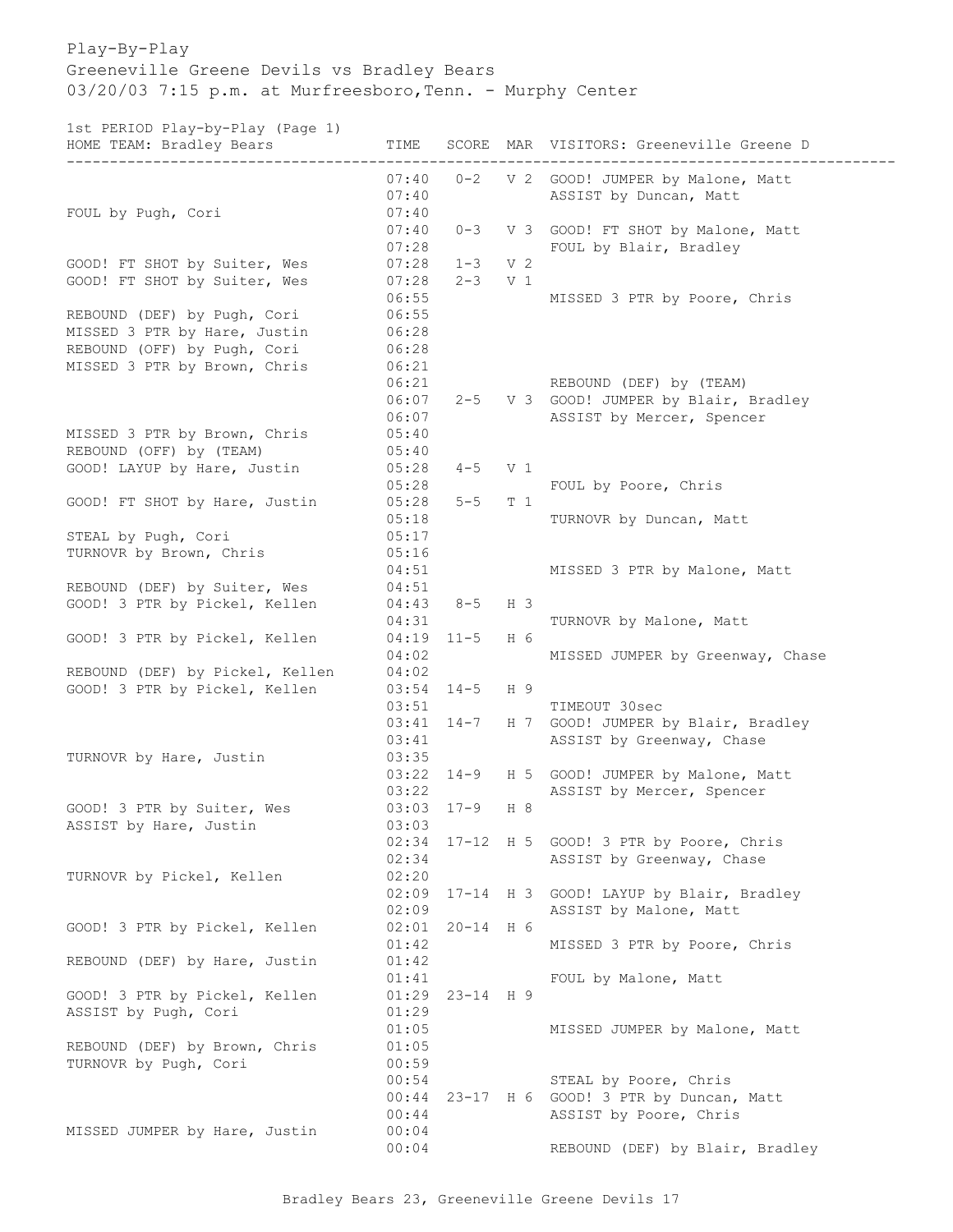Play-By-Play
Greeneville Greene Devils vs Bradley Bears
03/20/03 7:15 p.m. at Murfreesboro,Tenn. - Murphy Center

1st PERIOD Play-by-Play (Page 1)

| HOME TEAM: Bradley Bears | TIME | SCORE | MAR | VISITORS: Greeneville Greene D |
|---|---|---|---|---|
| | 07:40 | 0-2 | V 2 | GOOD! JUMPER by Malone, Matt |
| | 07:40 | | | ASSIST by Duncan, Matt |
| FOUL by Pugh, Cori | 07:40 | | | |
| | 07:40 | 0-3 | V 3 | GOOD! FT SHOT by Malone, Matt |
| | 07:28 | | | FOUL by Blair, Bradley |
| GOOD! FT SHOT by Suiter, Wes | 07:28 | 1-3 | V 2 | |
| GOOD! FT SHOT by Suiter, Wes | 07:28 | 2-3 | V 1 | |
| | 06:55 | | | MISSED 3 PTR by Poore, Chris |
| REBOUND (DEF) by Pugh, Cori | 06:55 | | | |
| MISSED 3 PTR by Hare, Justin | 06:28 | | | |
| REBOUND (OFF) by Pugh, Cori | 06:28 | | | |
| MISSED 3 PTR by Brown, Chris | 06:21 | | | |
| | 06:21 | | | REBOUND (DEF) by (TEAM) |
| | 06:07 | 2-5 | V 3 | GOOD! JUMPER by Blair, Bradley |
| | 06:07 | | | ASSIST by Mercer, Spencer |
| MISSED 3 PTR by Brown, Chris | 05:40 | | | |
| REBOUND (OFF) by (TEAM) | 05:40 | | | |
| GOOD! LAYUP by Hare, Justin | 05:28 | 4-5 | V 1 | |
| | 05:28 | | | FOUL by Poore, Chris |
| GOOD! FT SHOT by Hare, Justin | 05:28 | 5-5 | T 1 | |
| | 05:18 | | | TURNOVR by Duncan, Matt |
| STEAL by Pugh, Cori | 05:17 | | | |
| TURNOVR by Brown, Chris | 05:16 | | | |
| | 04:51 | | | MISSED 3 PTR by Malone, Matt |
| REBOUND (DEF) by Suiter, Wes | 04:51 | | | |
| GOOD! 3 PTR by Pickel, Kellen | 04:43 | 8-5 | H 3 | |
| | 04:31 | | | TURNOVR by Malone, Matt |
| GOOD! 3 PTR by Pickel, Kellen | 04:19 | 11-5 | H 6 | |
| | 04:02 | | | MISSED JUMPER by Greenway, Chase |
| REBOUND (DEF) by Pickel, Kellen | 04:02 | | | |
| GOOD! 3 PTR by Pickel, Kellen | 03:54 | 14-5 | H 9 | |
| | 03:51 | | | TIMEOUT 30sec |
| | 03:41 | 14-7 | H 7 | GOOD! JUMPER by Blair, Bradley |
| | 03:41 | | | ASSIST by Greenway, Chase |
| TURNOVR by Hare, Justin | 03:35 | | | |
| | 03:22 | 14-9 | H 5 | GOOD! JUMPER by Malone, Matt |
| | 03:22 | | | ASSIST by Mercer, Spencer |
| GOOD! 3 PTR by Suiter, Wes | 03:03 | 17-9 | H 8 | |
| ASSIST by Hare, Justin | 03:03 | | | |
| | 02:34 | 17-12 | H 5 | GOOD! 3 PTR by Poore, Chris |
| | 02:34 | | | ASSIST by Greenway, Chase |
| TURNOVR by Pickel, Kellen | 02:20 | | | |
| | 02:09 | 17-14 | H 3 | GOOD! LAYUP by Blair, Bradley |
| | 02:09 | | | ASSIST by Malone, Matt |
| GOOD! 3 PTR by Pickel, Kellen | 02:01 | 20-14 | H 6 | |
| | 01:42 | | | MISSED 3 PTR by Poore, Chris |
| REBOUND (DEF) by Hare, Justin | 01:42 | | | |
| | 01:41 | | | FOUL by Malone, Matt |
| GOOD! 3 PTR by Pickel, Kellen | 01:29 | 23-14 | H 9 | |
| ASSIST by Pugh, Cori | 01:29 | | | |
| | 01:05 | | | MISSED JUMPER by Malone, Matt |
| REBOUND (DEF) by Brown, Chris | 01:05 | | | |
| TURNOVR by Pugh, Cori | 00:59 | | | |
| | 00:54 | | | STEAL by Poore, Chris |
| | 00:44 | 23-17 | H 6 | GOOD! 3 PTR by Duncan, Matt |
| | 00:44 | | | ASSIST by Poore, Chris |
| MISSED JUMPER by Hare, Justin | 00:04 | | | |
| | 00:04 | | | REBOUND (DEF) by Blair, Bradley |

Bradley Bears 23, Greeneville Greene Devils 17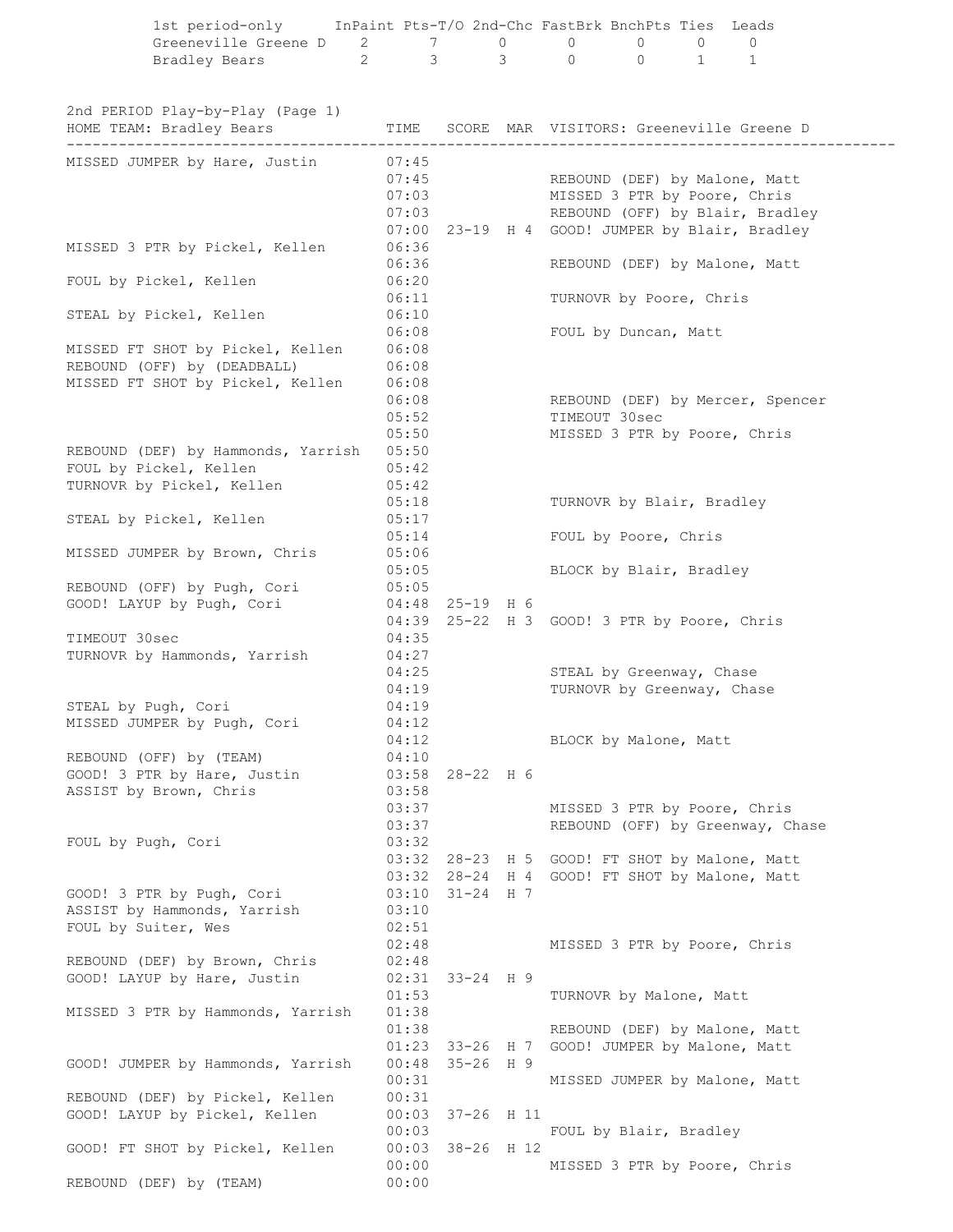| 1st period-only | InPaint | Pts-T/O | 2nd-Chc | FastBrk | BnchPts | Ties | Leads |
|---|---|---|---|---|---|---|---|
| Greeneville Greene D | 2 | 7 | 0 | 0 | 0 | 0 | 0 |
| Bradley Bears | 2 | 3 | 3 | 0 | 0 | 1 | 1 |

## 2nd PERIOD Play-by-Play (Page 1)

| HOME TEAM: Bradley Bears | TIME | SCORE | MAR | VISITORS: Greeneville Greene D |
|---|---|---|---|---|
| MISSED JUMPER by Hare, Justin | 07:45 | | | |
| | 07:45 | | | REBOUND (DEF) by Malone, Matt |
| | 07:03 | | | MISSED 3 PTR by Poore, Chris |
| | 07:03 | | | REBOUND (OFF) by Blair, Bradley |
| | 07:00 | 23-19 | H 4 | GOOD! JUMPER by Blair, Bradley |
| MISSED 3 PTR by Pickel, Kellen | 06:36 | | | |
| | 06:36 | | | REBOUND (DEF) by Malone, Matt |
| FOUL by Pickel, Kellen | 06:20 | | | |
| | 06:11 | | | TURNOVR by Poore, Chris |
| STEAL by Pickel, Kellen | 06:10 | | | |
| | 06:08 | | | FOUL by Duncan, Matt |
| MISSED FT SHOT by Pickel, Kellen | 06:08 | | | |
| REBOUND (OFF) by (DEADBALL) | 06:08 | | | |
| MISSED FT SHOT by Pickel, Kellen | 06:08 | | | |
| | 06:08 | | | REBOUND (DEF) by Mercer, Spencer |
| | 05:52 | | | TIMEOUT 30sec |
| | 05:50 | | | MISSED 3 PTR by Poore, Chris |
| REBOUND (DEF) by Hammonds, Yarrish | 05:50 | | | |
| FOUL by Pickel, Kellen | 05:42 | | | |
| TURNOVR by Pickel, Kellen | 05:42 | | | |
| | 05:18 | | | TURNOVR by Blair, Bradley |
| STEAL by Pickel, Kellen | 05:17 | | | |
| | 05:14 | | | FOUL by Poore, Chris |
| MISSED JUMPER by Brown, Chris | 05:06 | | | |
| | 05:05 | | | BLOCK by Blair, Bradley |
| REBOUND (OFF) by Pugh, Cori | 05:05 | | | |
| GOOD! LAYUP by Pugh, Cori | 04:48 | 25-19 | H 6 | |
| | 04:39 | 25-22 | H 3 | GOOD! 3 PTR by Poore, Chris |
| TIMEOUT 30sec | 04:35 | | | |
| TURNOVR by Hammonds, Yarrish | 04:27 | | | |
| | 04:25 | | | STEAL by Greenway, Chase |
| | 04:19 | | | TURNOVR by Greenway, Chase |
| STEAL by Pugh, Cori | 04:19 | | | |
| MISSED JUMPER by Pugh, Cori | 04:12 | | | |
| | 04:12 | | | BLOCK by Malone, Matt |
| REBOUND (OFF) by (TEAM) | 04:10 | | | |
| GOOD! 3 PTR by Hare, Justin | 03:58 | 28-22 | H 6 | |
| ASSIST by Brown, Chris | 03:58 | | | |
| | 03:37 | | | MISSED 3 PTR by Poore, Chris |
| | 03:37 | | | REBOUND (OFF) by Greenway, Chase |
| FOUL by Pugh, Cori | 03:32 | | | |
| | 03:32 | 28-23 | H 5 | GOOD! FT SHOT by Malone, Matt |
| | 03:32 | 28-24 | H 4 | GOOD! FT SHOT by Malone, Matt |
| GOOD! 3 PTR by Pugh, Cori | 03:10 | 31-24 | H 7 | |
| ASSIST by Hammonds, Yarrish | 03:10 | | | |
| FOUL by Suiter, Wes | 02:51 | | | |
| | 02:48 | | | MISSED 3 PTR by Poore, Chris |
| REBOUND (DEF) by Brown, Chris | 02:48 | | | |
| GOOD! LAYUP by Hare, Justin | 02:31 | 33-24 | H 9 | |
| | 01:53 | | | TURNOVR by Malone, Matt |
| MISSED 3 PTR by Hammonds, Yarrish | 01:38 | | | |
| | 01:38 | | | REBOUND (DEF) by Malone, Matt |
| | 01:23 | 33-26 | H 7 | GOOD! JUMPER by Malone, Matt |
| GOOD! JUMPER by Hammonds, Yarrish | 00:48 | 35-26 | H 9 | |
| | 00:31 | | | MISSED JUMPER by Malone, Matt |
| REBOUND (DEF) by Pickel, Kellen | 00:31 | | | |
| GOOD! LAYUP by Pickel, Kellen | 00:03 | 37-26 | H 11 | |
| | 00:03 | | | FOUL by Blair, Bradley |
| GOOD! FT SHOT by Pickel, Kellen | 00:03 | 38-26 | H 12 | |
| | 00:00 | | | MISSED 3 PTR by Poore, Chris |
| REBOUND (DEF) by (TEAM) | 00:00 | | | |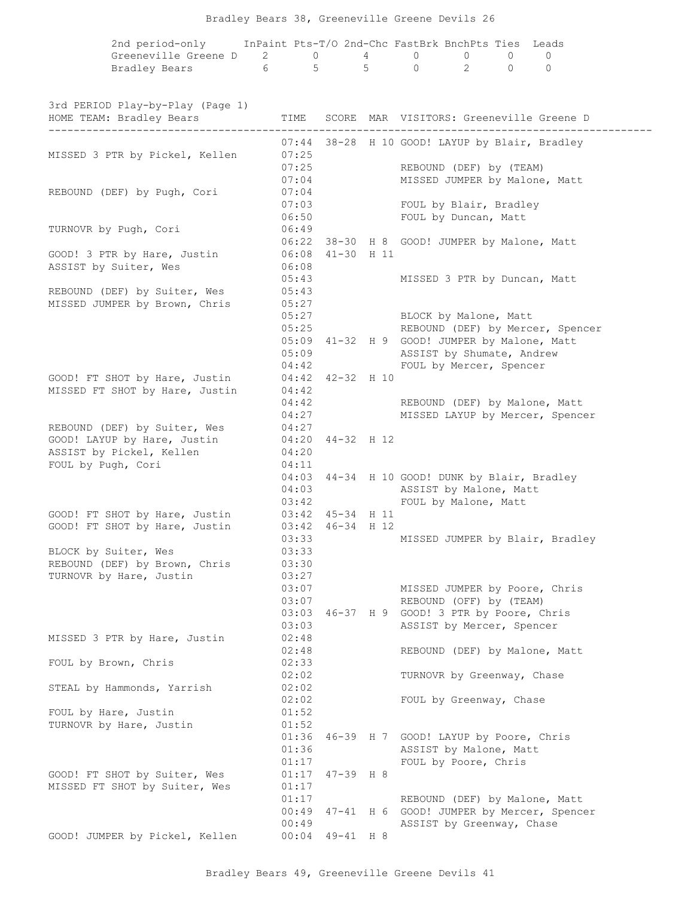Bradley Bears 38, Greeneville Greene Devils 26

| 2nd period-only | InPaint | Pts-T/O | 2nd-Chc | FastBrk | BnchPts | Ties | Leads |
|---|---|---|---|---|---|---|---|
| Greeneville Greene D | 2 | 0 | 4 | 0 | 0 | 0 | 0 |
| Bradley Bears | 6 | 5 | 5 | 0 | 2 | 0 | 0 |

3rd PERIOD Play-by-Play (Page 1)

| HOME TEAM: Bradley Bears | TIME | SCORE | MAR | VISITORS: Greeneville Greene D |
|---|---|---|---|---|
| | 07:44 | 38-28 | H 10 | GOOD! LAYUP by Blair, Bradley |
| MISSED 3 PTR by Pickel, Kellen | 07:25 | | | |
| | 07:25 | | | REBOUND (DEF) by (TEAM) |
| | 07:04 | | | MISSED JUMPER by Malone, Matt |
| REBOUND (DEF) by Pugh, Cori | 07:04 | | | |
| | 07:03 | | | FOUL by Blair, Bradley |
| | 06:50 | | | FOUL by Duncan, Matt |
| TURNOVR by Pugh, Cori | 06:49 | | | |
| | 06:22 | 38-30 | H 8 | GOOD! JUMPER by Malone, Matt |
| GOOD! 3 PTR by Hare, Justin | 06:08 | 41-30 | H 11 | |
| ASSIST by Suiter, Wes | 06:08 | | | |
| | 05:43 | | | MISSED 3 PTR by Duncan, Matt |
| REBOUND (DEF) by Suiter, Wes | 05:43 | | | |
| MISSED JUMPER by Brown, Chris | 05:27 | | | |
| | 05:27 | | | BLOCK by Malone, Matt |
| | 05:25 | | | REBOUND (DEF) by Mercer, Spencer |
| | 05:09 | 41-32 | H 9 | GOOD! JUMPER by Malone, Matt |
| | 05:09 | | | ASSIST by Shumate, Andrew |
| | 04:42 | | | FOUL by Mercer, Spencer |
| GOOD! FT SHOT by Hare, Justin | 04:42 | 42-32 | H 10 | |
| MISSED FT SHOT by Hare, Justin | 04:42 | | | |
| | 04:42 | | | REBOUND (DEF) by Malone, Matt |
| | 04:27 | | | MISSED LAYUP by Mercer, Spencer |
| REBOUND (DEF) by Suiter, Wes | 04:27 | | | |
| GOOD! LAYUP by Hare, Justin | 04:20 | 44-32 | H 12 | |
| ASSIST by Pickel, Kellen | 04:20 | | | |
| FOUL by Pugh, Cori | 04:11 | | | |
| | 04:03 | 44-34 | H 10 | GOOD! DUNK by Blair, Bradley |
| | 04:03 | | | ASSIST by Malone, Matt |
| | 03:42 | | | FOUL by Malone, Matt |
| GOOD! FT SHOT by Hare, Justin | 03:42 | 45-34 | H 11 | |
| GOOD! FT SHOT by Hare, Justin | 03:42 | 46-34 | H 12 | |
| | 03:33 | | | MISSED JUMPER by Blair, Bradley |
| BLOCK by Suiter, Wes | 03:33 | | | |
| REBOUND (DEF) by Brown, Chris | 03:30 | | | |
| TURNOVR by Hare, Justin | 03:27 | | | |
| | 03:07 | | | MISSED JUMPER by Poore, Chris |
| | 03:07 | | | REBOUND (OFF) by (TEAM) |
| | 03:03 | 46-37 | H 9 | GOOD! 3 PTR by Poore, Chris |
| | 03:03 | | | ASSIST by Mercer, Spencer |
| MISSED 3 PTR by Hare, Justin | 02:48 | | | |
| | 02:48 | | | REBOUND (DEF) by Malone, Matt |
| FOUL by Brown, Chris | 02:33 | | | |
| | 02:02 | | | TURNOVR by Greenway, Chase |
| STEAL by Hammonds, Yarrish | 02:02 | | | |
| | 02:02 | | | FOUL by Greenway, Chase |
| FOUL by Hare, Justin | 01:52 | | | |
| TURNOVR by Hare, Justin | 01:52 | | | |
| | 01:36 | 46-39 | H 7 | GOOD! LAYUP by Poore, Chris |
| | 01:36 | | | ASSIST by Malone, Matt |
| | 01:17 | | | FOUL by Poore, Chris |
| GOOD! FT SHOT by Suiter, Wes | 01:17 | 47-39 | H 8 | |
| MISSED FT SHOT by Suiter, Wes | 01:17 | | | |
| | 01:17 | | | REBOUND (DEF) by Malone, Matt |
| | 00:49 | 47-41 | H 6 | GOOD! JUMPER by Mercer, Spencer |
| | 00:49 | | | ASSIST by Greenway, Chase |
| GOOD! JUMPER by Pickel, Kellen | 00:04 | 49-41 | H 8 | |

Bradley Bears 49, Greeneville Greene Devils 41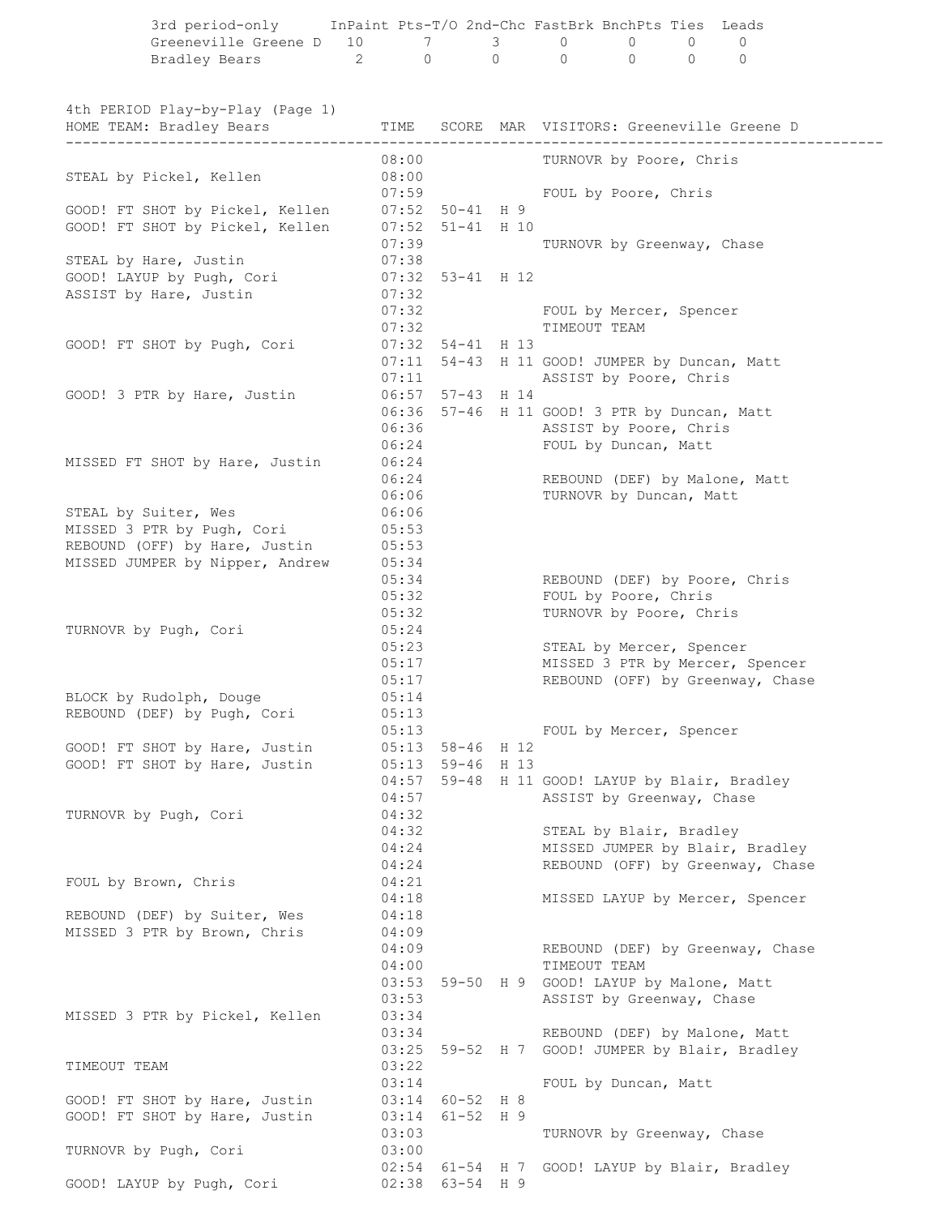| 3rd period-only | InPaint | Pts-T/O | 2nd-Chc | FastBrk | BnchPts | Ties | Leads |
|---|---|---|---|---|---|---|---|
| Greeneville Greene D | 10 | 7 | 3 | 0 | 0 | 0 | 0 |
| Bradley Bears | 2 | 0 | 0 | 0 | 0 | 0 | 0 |

## 4th PERIOD Play-by-Play (Page 1)

| HOME TEAM: Bradley Bears | TIME | SCORE | MAR | VISITORS: Greeneville Greene D |
|---|---|---|---|---|
| | 08:00 | | | TURNOVR by Poore, Chris |
| STEAL by Pickel, Kellen | 08:00 | | | |
| | 07:59 | | | FOUL by Poore, Chris |
| GOOD! FT SHOT by Pickel, Kellen | 07:52 | 50-41 | H 9 | |
| GOOD! FT SHOT by Pickel, Kellen | 07:52 | 51-41 | H 10 | |
| | 07:39 | | | TURNOVR by Greenway, Chase |
| STEAL by Hare, Justin | 07:38 | | | |
| GOOD! LAYUP by Pugh, Cori | 07:32 | 53-41 | H 12 | |
| ASSIST by Hare, Justin | 07:32 | | | |
| | 07:32 | | | FOUL by Mercer, Spencer |
| | 07:32 | | | TIMEOUT TEAM |
| GOOD! FT SHOT by Pugh, Cori | 07:32 | 54-41 | H 13 | |
| | 07:11 | 54-43 | H 11 | GOOD! JUMPER by Duncan, Matt |
| | 07:11 | | | ASSIST by Poore, Chris |
| GOOD! 3 PTR by Hare, Justin | 06:57 | 57-43 | H 14 | |
| | 06:36 | 57-46 | H 11 | GOOD! 3 PTR by Duncan, Matt |
| | 06:36 | | | ASSIST by Poore, Chris |
| | 06:24 | | | FOUL by Duncan, Matt |
| MISSED FT SHOT by Hare, Justin | 06:24 | | | |
| | 06:24 | | | REBOUND (DEF) by Malone, Matt |
| | 06:06 | | | TURNOVR by Duncan, Matt |
| STEAL by Suiter, Wes | 06:06 | | | |
| MISSED 3 PTR by Pugh, Cori | 05:53 | | | |
| REBOUND (OFF) by Hare, Justin | 05:53 | | | |
| MISSED JUMPER by Nipper, Andrew | 05:34 | | | |
| | 05:34 | | | REBOUND (DEF) by Poore, Chris |
| | 05:32 | | | FOUL by Poore, Chris |
| | 05:32 | | | TURNOVR by Poore, Chris |
| TURNOVR by Pugh, Cori | 05:24 | | | |
| | 05:23 | | | STEAL by Mercer, Spencer |
| | 05:17 | | | MISSED 3 PTR by Mercer, Spencer |
| | 05:17 | | | REBOUND (OFF) by Greenway, Chase |
| BLOCK by Rudolph, Douge | 05:14 | | | |
| REBOUND (DEF) by Pugh, Cori | 05:13 | | | |
| | 05:13 | | | FOUL by Mercer, Spencer |
| GOOD! FT SHOT by Hare, Justin | 05:13 | 58-46 | H 12 | |
| GOOD! FT SHOT by Hare, Justin | 05:13 | 59-46 | H 13 | |
| | 04:57 | 59-48 | H 11 | GOOD! LAYUP by Blair, Bradley |
| | 04:57 | | | ASSIST by Greenway, Chase |
| TURNOVR by Pugh, Cori | 04:32 | | | |
| | 04:32 | | | STEAL by Blair, Bradley |
| | 04:24 | | | MISSED JUMPER by Blair, Bradley |
| | 04:24 | | | REBOUND (OFF) by Greenway, Chase |
| FOUL by Brown, Chris | 04:21 | | | |
| | 04:18 | | | MISSED LAYUP by Mercer, Spencer |
| REBOUND (DEF) by Suiter, Wes | 04:18 | | | |
| MISSED 3 PTR by Brown, Chris | 04:09 | | | |
| | 04:09 | | | REBOUND (DEF) by Greenway, Chase |
| | 04:00 | | | TIMEOUT TEAM |
| | 03:53 | 59-50 | H 9 | GOOD! LAYUP by Malone, Matt |
| | 03:53 | | | ASSIST by Greenway, Chase |
| MISSED 3 PTR by Pickel, Kellen | 03:34 | | | |
| | 03:34 | | | REBOUND (DEF) by Malone, Matt |
| | 03:25 | 59-52 | H 7 | GOOD! JUMPER by Blair, Bradley |
| TIMEOUT TEAM | 03:22 | | | |
| | 03:14 | | | FOUL by Duncan, Matt |
| GOOD! FT SHOT by Hare, Justin | 03:14 | 60-52 | H 8 | |
| GOOD! FT SHOT by Hare, Justin | 03:14 | 61-52 | H 9 | |
| | 03:03 | | | TURNOVR by Greenway, Chase |
| TURNOVR by Pugh, Cori | 03:00 | | | |
| | 02:54 | 61-54 | H 7 | GOOD! LAYUP by Blair, Bradley |
| GOOD! LAYUP by Pugh, Cori | 02:38 | 63-54 | H 9 | |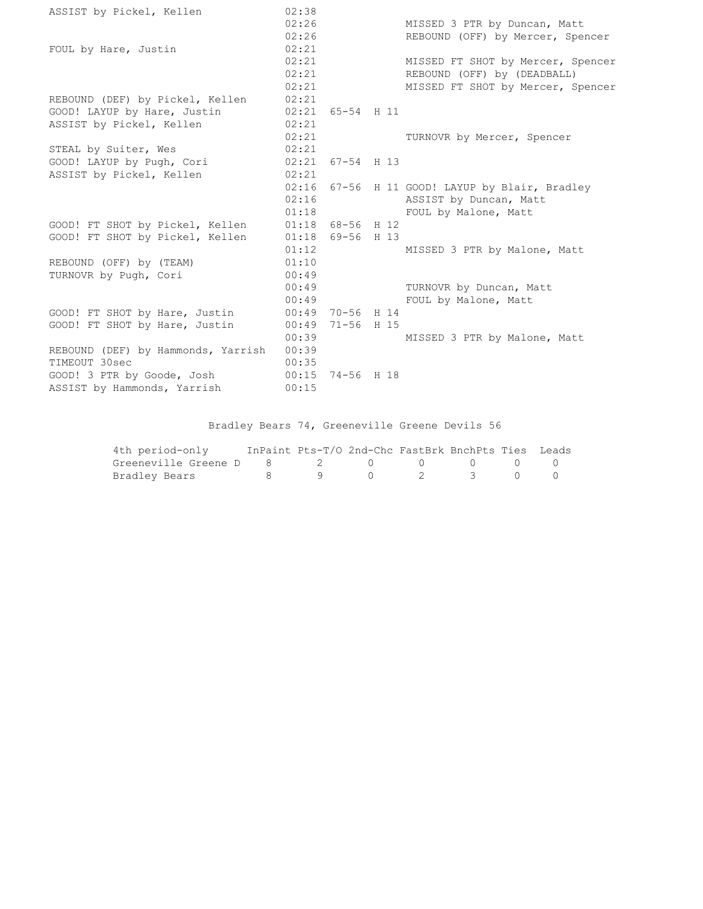| Bradley Bears | Time | Score | Margin | Greeneville Greene Devils |
|---|---|---|---|---|
| ASSIST by Pickel, Kellen | 02:38 | | | |
| | 02:26 | | | MISSED 3 PTR by Duncan, Matt |
| | 02:26 | | | REBOUND (OFF) by Mercer, Spencer |
| FOUL by Hare, Justin | 02:21 | | | |
| | 02:21 | | | MISSED FT SHOT by Mercer, Spencer |
| | 02:21 | | | REBOUND (OFF) by (DEADBALL) |
| | 02:21 | | | MISSED FT SHOT by Mercer, Spencer |
| REBOUND (DEF) by Pickel, Kellen | 02:21 | | | |
| GOOD! LAYUP by Hare, Justin | 02:21 | 65-54 | H 11 | |
| ASSIST by Pickel, Kellen | 02:21 | | | |
| | 02:21 | | | TURNOVR by Mercer, Spencer |
| STEAL by Suiter, Wes | 02:21 | | | |
| GOOD! LAYUP by Pugh, Cori | 02:21 | 67-54 | H 13 | |
| ASSIST by Pickel, Kellen | 02:21 | | | |
| | 02:16 | 67-56 | H 11 | GOOD! LAYUP by Blair, Bradley |
| | 02:16 | | | ASSIST by Duncan, Matt |
| | 01:18 | | | FOUL by Malone, Matt |
| GOOD! FT SHOT by Pickel, Kellen | 01:18 | 68-56 | H 12 | |
| GOOD! FT SHOT by Pickel, Kellen | 01:18 | 69-56 | H 13 | |
| | 01:12 | | | MISSED 3 PTR by Malone, Matt |
| REBOUND (OFF) by (TEAM) | 01:10 | | | |
| TURNOVR by Pugh, Cori | 00:49 | | | |
| | 00:49 | | | TURNOVR by Duncan, Matt |
| | 00:49 | | | FOUL by Malone, Matt |
| GOOD! FT SHOT by Hare, Justin | 00:49 | 70-56 | H 14 | |
| GOOD! FT SHOT by Hare, Justin | 00:49 | 71-56 | H 15 | |
| | 00:39 | | | MISSED 3 PTR by Malone, Matt |
| REBOUND (DEF) by Hammonds, Yarrish | 00:39 | | | |
| TIMEOUT 30sec | 00:35 | | | |
| GOOD! 3 PTR by Goode, Josh | 00:15 | 74-56 | H 18 | |
| ASSIST by Hammonds, Yarrish | 00:15 | | | |

Bradley Bears 74, Greeneville Greene Devils 56

| 4th period-only | InPaint | Pts-T/O | 2nd-Chc | FastBrk | BnchPts | Ties | Leads |
|---|---|---|---|---|---|---|---|
| Greeneville Greene D | 8 | 2 | 0 | 0 | 0 | 0 | 0 |
| Bradley Bears | 8 | 9 | 0 | 2 | 3 | 0 | 0 |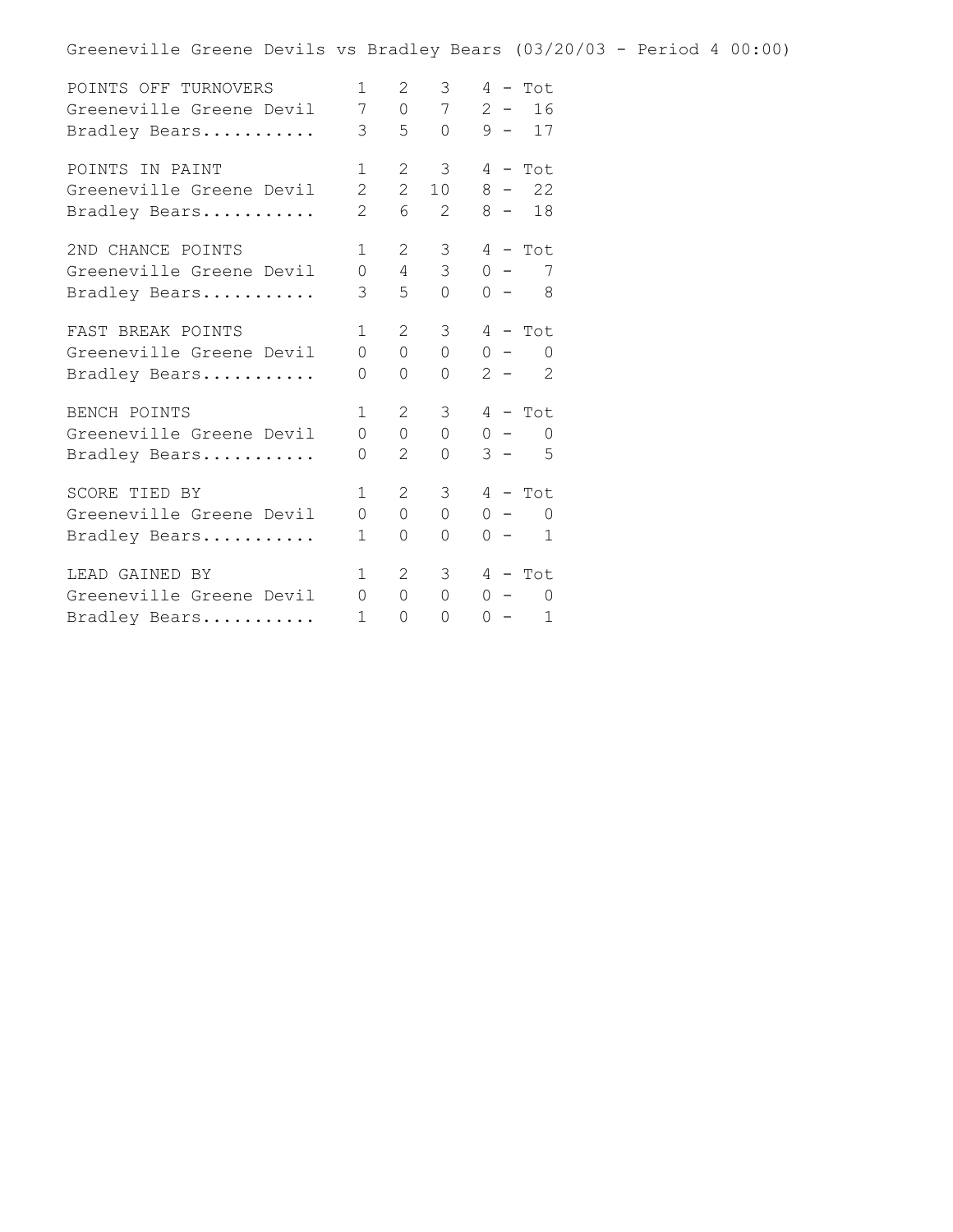Greeneville Greene Devils vs Bradley Bears (03/20/03 - Period 4 00:00)

| POINTS OFF TURNOVERS | 1 | 2 | 3 | 4 | Tot |
|---|---|---|---|---|---|
| Greeneville Greene Devil | 7 | 0 | 7 | 2 | 16 |
| Bradley Bears........... | 3 | 5 | 0 | 9 | 17 |

| POINTS IN PAINT | 1 | 2 | 3 | 4 | Tot |
|---|---|---|---|---|---|
| Greeneville Greene Devil | 2 | 2 | 10 | 8 | 22 |
| Bradley Bears........... | 2 | 6 | 2 | 8 | 18 |

| 2ND CHANCE POINTS | 1 | 2 | 3 | 4 | Tot |
|---|---|---|---|---|---|
| Greeneville Greene Devil | 0 | 4 | 3 | 0 | 7 |
| Bradley Bears........... | 3 | 5 | 0 | 0 | 8 |

| FAST BREAK POINTS | 1 | 2 | 3 | 4 | Tot |
|---|---|---|---|---|---|
| Greeneville Greene Devil | 0 | 0 | 0 | 0 | 0 |
| Bradley Bears........... | 0 | 0 | 0 | 2 | 2 |

| BENCH POINTS | 1 | 2 | 3 | 4 | Tot |
|---|---|---|---|---|---|
| Greeneville Greene Devil | 0 | 0 | 0 | 0 | 0 |
| Bradley Bears........... | 0 | 2 | 0 | 3 | 5 |

| SCORE TIED BY | 1 | 2 | 3 | 4 | Tot |
|---|---|---|---|---|---|
| Greeneville Greene Devil | 0 | 0 | 0 | 0 | 0 |
| Bradley Bears........... | 1 | 0 | 0 | 0 | 1 |

| LEAD GAINED BY | 1 | 2 | 3 | 4 | Tot |
|---|---|---|---|---|---|
| Greeneville Greene Devil | 0 | 0 | 0 | 0 | 0 |
| Bradley Bears........... | 1 | 0 | 0 | 0 | 1 |